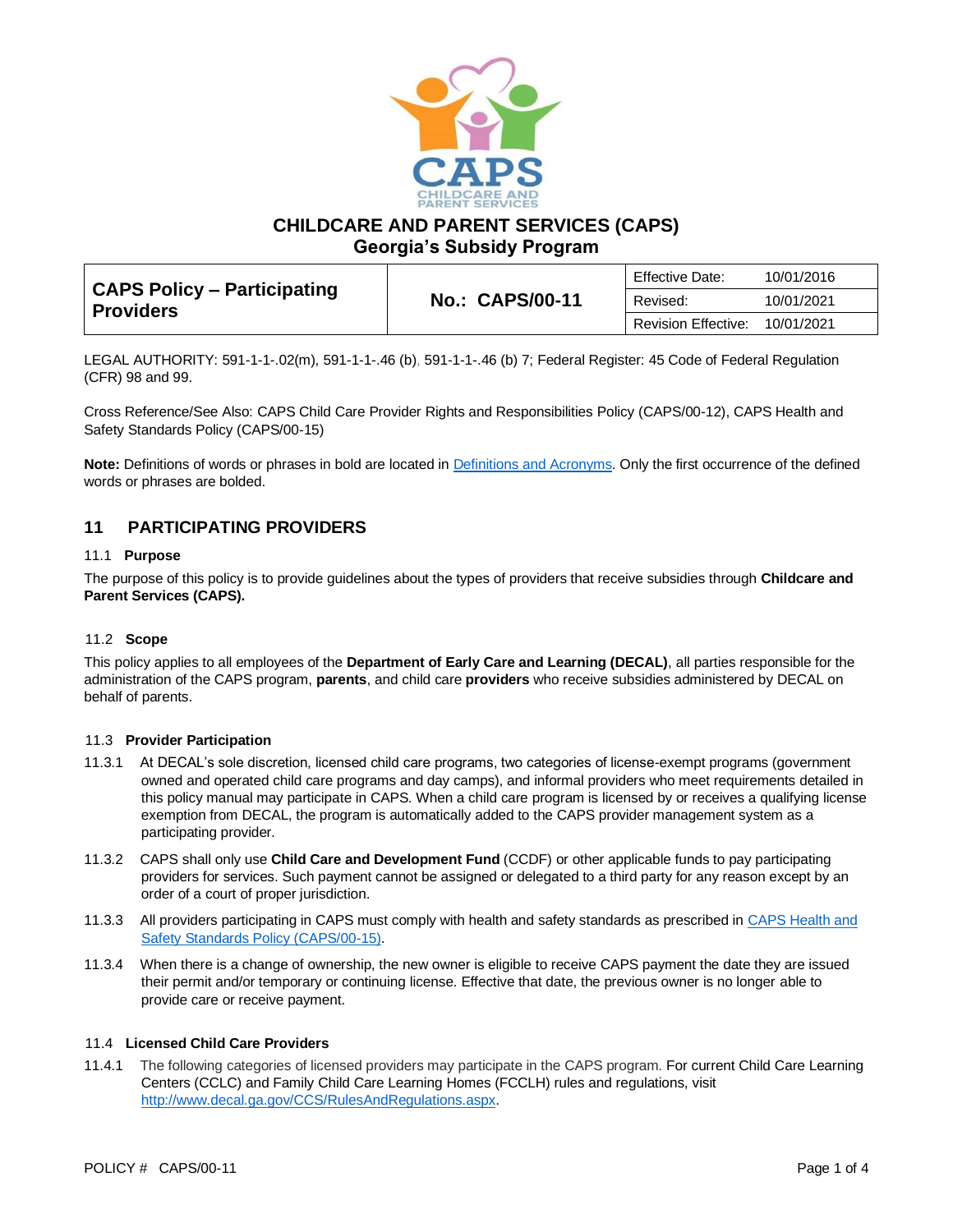# CHILDCARE AND PARENT SERVICES (CAPS)
## Georgia's Subsidy Program

| CAPS Policy – Participating Providers | No.: CAPS/00-11 | Effective Date: | 10/01/2016 |
|---|---|---|---|
| | | Revised: | 10/01/2021 |
| | | Revision Effective: | 10/01/2021 |

LEGAL AUTHORITY: 591-1-1-.02(m), 591-1-1-.46 (b), 591-1-1-.46 (b) 7; Federal Register: 45 Code of Federal Regulation (CFR) 98 and 99.

Cross Reference/See Also: CAPS Child Care Provider Rights and Responsibilities Policy (CAPS/00-12), CAPS Health and Safety Standards Policy (CAPS/00-15)

**Note:** Definitions of words or phrases in bold are located in Definitions and Acronyms. Only the first occurrence of the defined words or phrases are bolded.

## 11 PARTICIPATING PROVIDERS

### 11.1 Purpose

The purpose of this policy is to provide guidelines about the types of providers that receive subsidies through **Childcare and Parent Services (CAPS).**

### 11.2 Scope

This policy applies to all employees of the **Department of Early Care and Learning (DECAL)**, all parties responsible for the administration of the CAPS program, **parents**, and child care **providers** who receive subsidies administered by DECAL on behalf of parents.

### 11.3 Provider Participation

11.3.1 At DECAL's sole discretion, licensed child care programs, two categories of license-exempt programs (government owned and operated child care programs and day camps), and informal providers who meet requirements detailed in this policy manual may participate in CAPS. When a child care program is licensed by or receives a qualifying license exemption from DECAL, the program is automatically added to the CAPS provider management system as a participating provider.

11.3.2 CAPS shall only use **Child Care and Development Fund** (CCDF) or other applicable funds to pay participating providers for services. Such payment cannot be assigned or delegated to a third party for any reason except by an order of a court of proper jurisdiction.

11.3.3 All providers participating in CAPS must comply with health and safety standards as prescribed in CAPS Health and Safety Standards Policy (CAPS/00-15).

11.3.4 When there is a change of ownership, the new owner is eligible to receive CAPS payment the date they are issued their permit and/or temporary or continuing license. Effective that date, the previous owner is no longer able to provide care or receive payment.

### 11.4 Licensed Child Care Providers

11.4.1 The following categories of licensed providers may participate in the CAPS program. For current Child Care Learning Centers (CCLC) and Family Child Care Learning Homes (FCCLH) rules and regulations, visit http://www.decal.ga.gov/CCS/RulesAndRegulations.aspx.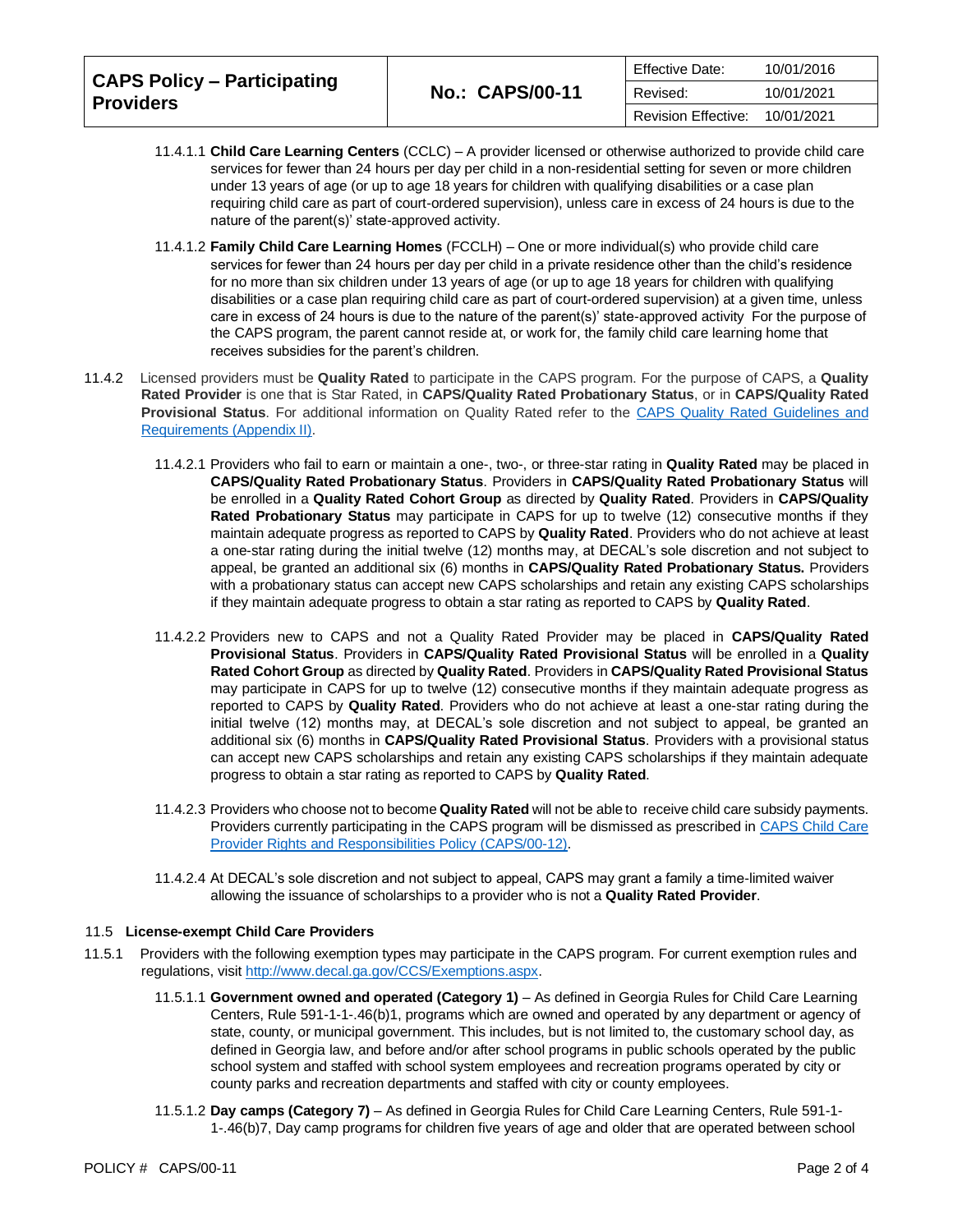11.4.1.1 **Child Care Learning Centers** (CCLC) – A provider licensed or otherwise authorized to provide child care services for fewer than 24 hours per day per child in a non-residential setting for seven or more children under 13 years of age (or up to age 18 years for children with qualifying disabilities or a case plan requiring child care as part of court-ordered supervision), unless care in excess of 24 hours is due to the nature of the parent(s)' state-approved activity.

11.4.1.2 **Family Child Care Learning Homes** (FCCLH) – One or more individual(s) who provide child care services for fewer than 24 hours per day per child in a private residence other than the child's residence for no more than six children under 13 years of age (or up to age 18 years for children with qualifying disabilities or a case plan requiring child care as part of court-ordered supervision) at a given time, unless care in excess of 24 hours is due to the nature of the parent(s)' state-approved activity For the purpose of the CAPS program, the parent cannot reside at, or work for, the family child care learning home that receives subsidies for the parent's children.

11.4.2 Licensed providers must be **Quality Rated** to participate in the CAPS program. For the purpose of CAPS, a **Quality Rated Provider** is one that is Star Rated, in **CAPS/Quality Rated Probationary Status**, or in **CAPS/Quality Rated Provisional Status**. For additional information on Quality Rated refer to the [CAPS Quality Rated Guidelines and Requirements (Appendix II)](CAPS Quality Rated Guidelines and Requirements (Appendix II)).

11.4.2.1 Providers who fail to earn or maintain a one-, two-, or three-star rating in **Quality Rated** may be placed in **CAPS/Quality Rated Probationary Status**. Providers in **CAPS/Quality Rated Probationary Status** will be enrolled in a **Quality Rated Cohort Group** as directed by **Quality Rated**. Providers in **CAPS/Quality Rated Probationary Status** may participate in CAPS for up to twelve (12) consecutive months if they maintain adequate progress as reported to CAPS by **Quality Rated**. Providers who do not achieve at least a one-star rating during the initial twelve (12) months may, at DECAL's sole discretion and not subject to appeal, be granted an additional six (6) months in **CAPS/Quality Rated Probationary Status.** Providers with a probationary status can accept new CAPS scholarships and retain any existing CAPS scholarships if they maintain adequate progress to obtain a star rating as reported to CAPS by **Quality Rated**.

11.4.2.2 Providers new to CAPS and not a Quality Rated Provider may be placed in **CAPS/Quality Rated Provisional Status**. Providers in **CAPS/Quality Rated Provisional Status** will be enrolled in a **Quality Rated Cohort Group** as directed by **Quality Rated**. Providers in **CAPS/Quality Rated Provisional Status** may participate in CAPS for up to twelve (12) consecutive months if they maintain adequate progress as reported to CAPS by **Quality Rated**. Providers who do not achieve at least a one-star rating during the initial twelve (12) months may, at DECAL's sole discretion and not subject to appeal, be granted an additional six (6) months in **CAPS/Quality Rated Provisional Status**. Providers with a provisional status can accept new CAPS scholarships and retain any existing CAPS scholarships if they maintain adequate progress to obtain a star rating as reported to CAPS by **Quality Rated**.

11.4.2.3 Providers who choose not to become **Quality Rated** will not be able to receive child care subsidy payments. Providers currently participating in the CAPS program will be dismissed as prescribed in [CAPS Child Care Provider Rights and Responsibilities Policy (CAPS/00-12)](CAPS Child Care Provider Rights and Responsibilities Policy (CAPS/00-12)).

11.4.2.4 At DECAL's sole discretion and not subject to appeal, CAPS may grant a family a time-limited waiver allowing the issuance of scholarships to a provider who is not a **Quality Rated Provider**.

### 11.5 License-exempt Child Care Providers

11.5.1 Providers with the following exemption types may participate in the CAPS program. For current exemption rules and regulations, visit http://www.decal.ga.gov/CCS/Exemptions.aspx.

11.5.1.1 **Government owned and operated (Category 1)** – As defined in Georgia Rules for Child Care Learning Centers, Rule 591-1-1-.46(b)1, programs which are owned and operated by any department or agency of state, county, or municipal government. This includes, but is not limited to, the customary school day, as defined in Georgia law, and before and/or after school programs in public schools operated by the public school system and staffed with school system employees and recreation programs operated by city or county parks and recreation departments and staffed with city or county employees.

11.5.1.2 **Day camps (Category 7)** – As defined in Georgia Rules for Child Care Learning Centers, Rule 591-1-1-.46(b)7, Day camp programs for children five years of age and older that are operated between school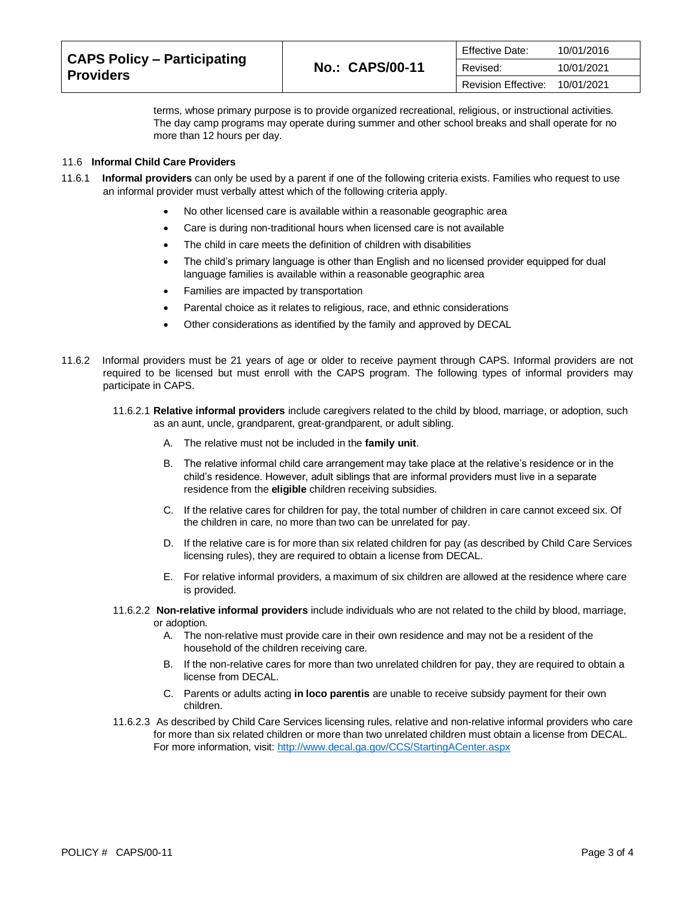terms, whose primary purpose is to provide organized recreational, religious, or instructional activities. The day camp programs may operate during summer and other school breaks and shall operate for no more than 12 hours per day.

11.6 **Informal Child Care Providers**

11.6.1 **Informal providers** can only be used by a parent if one of the following criteria exists. Families who request to use an informal provider must verbally attest which of the following criteria apply.

- No other licensed care is available within a reasonable geographic area
- Care is during non-traditional hours when licensed care is not available
- The child in care meets the definition of children with disabilities
- The child's primary language is other than English and no licensed provider equipped for dual language families is available within a reasonable geographic area
- Families are impacted by transportation
- Parental choice as it relates to religious, race, and ethnic considerations
- Other considerations as identified by the family and approved by DECAL

11.6.2 Informal providers must be 21 years of age or older to receive payment through CAPS. Informal providers are not required to be licensed but must enroll with the CAPS program. The following types of informal providers may participate in CAPS.

11.6.2.1 **Relative informal providers** include caregivers related to the child by blood, marriage, or adoption, such as an aunt, uncle, grandparent, great-grandparent, or adult sibling.

A. The relative must not be included in the **family unit**.

B. The relative informal child care arrangement may take place at the relative's residence or in the child's residence. However, adult siblings that are informal providers must live in a separate residence from the **eligible** children receiving subsidies.

C. If the relative cares for children for pay, the total number of children in care cannot exceed six. Of the children in care, no more than two can be unrelated for pay.

D. If the relative care is for more than six related children for pay (as described by Child Care Services licensing rules), they are required to obtain a license from DECAL.

E. For relative informal providers, a maximum of six children are allowed at the residence where care is provided.

11.6.2.2 **Non-relative informal providers** include individuals who are not related to the child by blood, marriage, or adoption.

A. The non-relative must provide care in their own residence and may not be a resident of the household of the children receiving care.

B. If the non-relative cares for more than two unrelated children for pay, they are required to obtain a license from DECAL.

C. Parents or adults acting **in loco parentis** are unable to receive subsidy payment for their own children.

11.6.2.3 As described by Child Care Services licensing rules, relative and non-relative informal providers who care for more than six related children or more than two unrelated children must obtain a license from DECAL. For more information, visit: http://www.decal.ga.gov/CCS/StartingACenter.aspx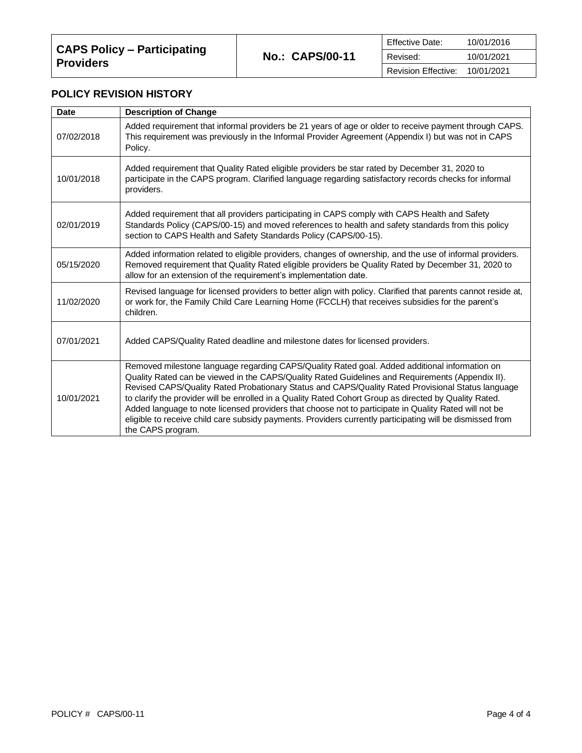## POLICY REVISION HISTORY

| Date | Description of Change |
| --- | --- |
| 07/02/2018 | Added requirement that informal providers be 21 years of age or older to receive payment through CAPS. This requirement was previously in the Informal Provider Agreement (Appendix I) but was not in CAPS Policy. |
| 10/01/2018 | Added requirement that Quality Rated eligible providers be star rated by December 31, 2020 to participate in the CAPS program. Clarified language regarding satisfactory records checks for informal providers. |
| 02/01/2019 | Added requirement that all providers participating in CAPS comply with CAPS Health and Safety Standards Policy (CAPS/00-15) and moved references to health and safety standards from this policy section to CAPS Health and Safety Standards Policy (CAPS/00-15). |
| 05/15/2020 | Added information related to eligible providers, changes of ownership, and the use of informal providers. Removed requirement that Quality Rated eligible providers be Quality Rated by December 31, 2020 to allow for an extension of the requirement's implementation date. |
| 11/02/2020 | Revised language for licensed providers to better align with policy. Clarified that parents cannot reside at, or work for, the Family Child Care Learning Home (FCCLH) that receives subsidies for the parent's children. |
| 07/01/2021 | Added CAPS/Quality Rated deadline and milestone dates for licensed providers. |
| 10/01/2021 | Removed milestone language regarding CAPS/Quality Rated goal. Added additional information on Quality Rated can be viewed in the CAPS/Quality Rated Guidelines and Requirements (Appendix II). Revised CAPS/Quality Rated Probationary Status and CAPS/Quality Rated Provisional Status language to clarify the provider will be enrolled in a Quality Rated Cohort Group as directed by Quality Rated. Added language to note licensed providers that choose not to participate in Quality Rated will not be eligible to receive child care subsidy payments. Providers currently participating will be dismissed from the CAPS program. |